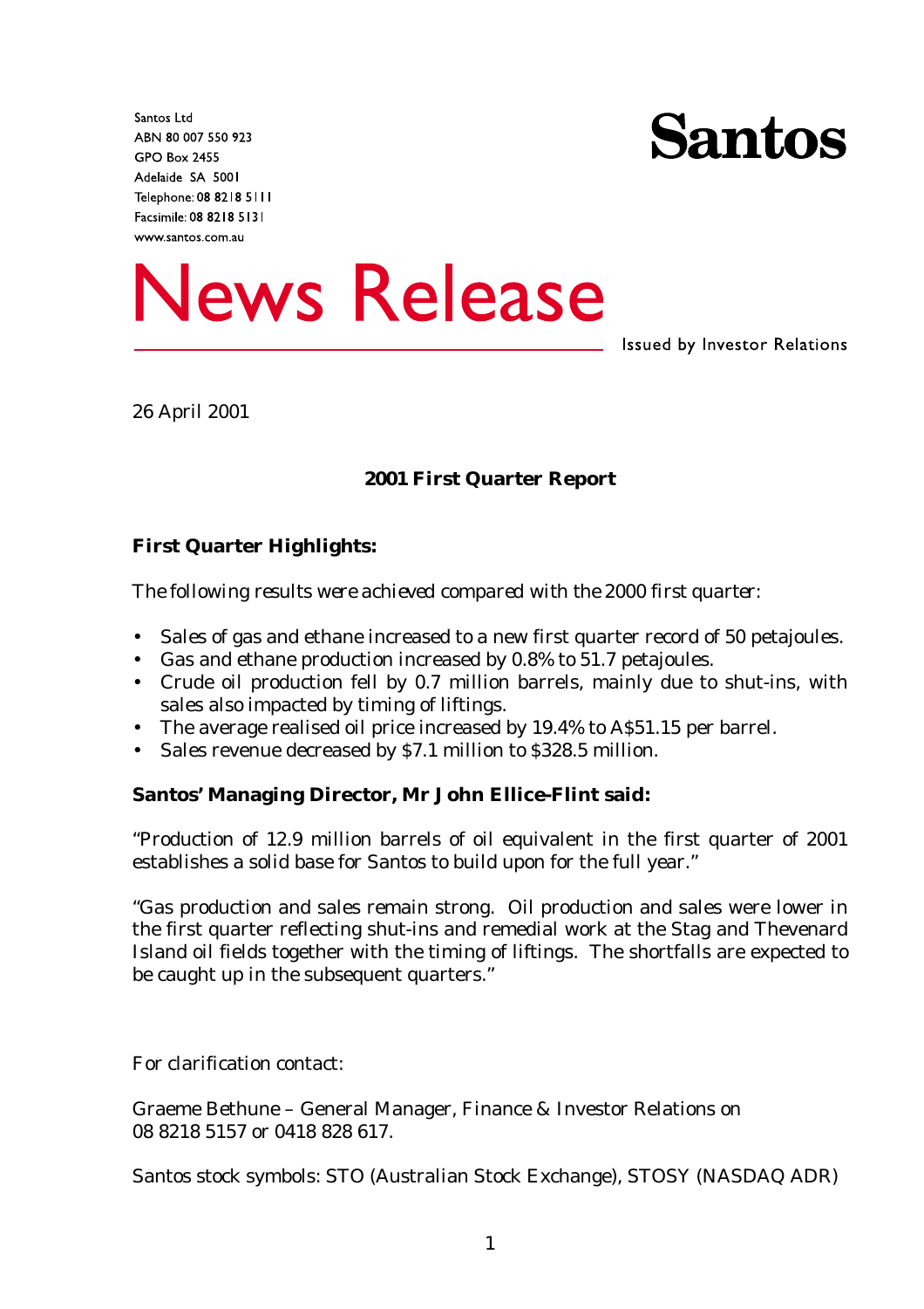Santos Ltd
ABN 80 007 550 923
GPO Box 2455
Adelaide SA 5001
Telephone: 08 8218 5111
Facsimile: 08 8218 5131
www.santos.com.au

**Santos**

# News Release

Issued by Investor Relations

26 April 2001

## 2001 First Quarter Report

### First Quarter Highlights:

The following results were achieved compared with the 2000 first quarter:

- Sales of gas and ethane increased to a new first quarter record of 50 petajoules.
- Gas and ethane production increased by 0.8% to 51.7 petajoules.
- Crude oil production fell by 0.7 million barrels, mainly due to shut-ins, with sales also impacted by timing of liftings.
- The average realised oil price increased by 19.4% to A$51.15 per barrel.
- Sales revenue decreased by $7.1 million to $328.5 million.

### Santos' Managing Director, Mr John Ellice-Flint said:

"Production of 12.9 million barrels of oil equivalent in the first quarter of 2001 establishes a solid base for Santos to build upon for the full year."

"Gas production and sales remain strong. Oil production and sales were lower in the first quarter reflecting shut-ins and remedial work at the Stag and Thevenard Island oil fields together with the timing of liftings. The shortfalls are expected to be caught up in the subsequent quarters."

For clarification contact:

Graeme Bethune – General Manager, Finance & Investor Relations on
08 8218 5157 or 0418 828 617.

Santos stock symbols: STO (Australian Stock Exchange), STOSY (NASDAQ ADR)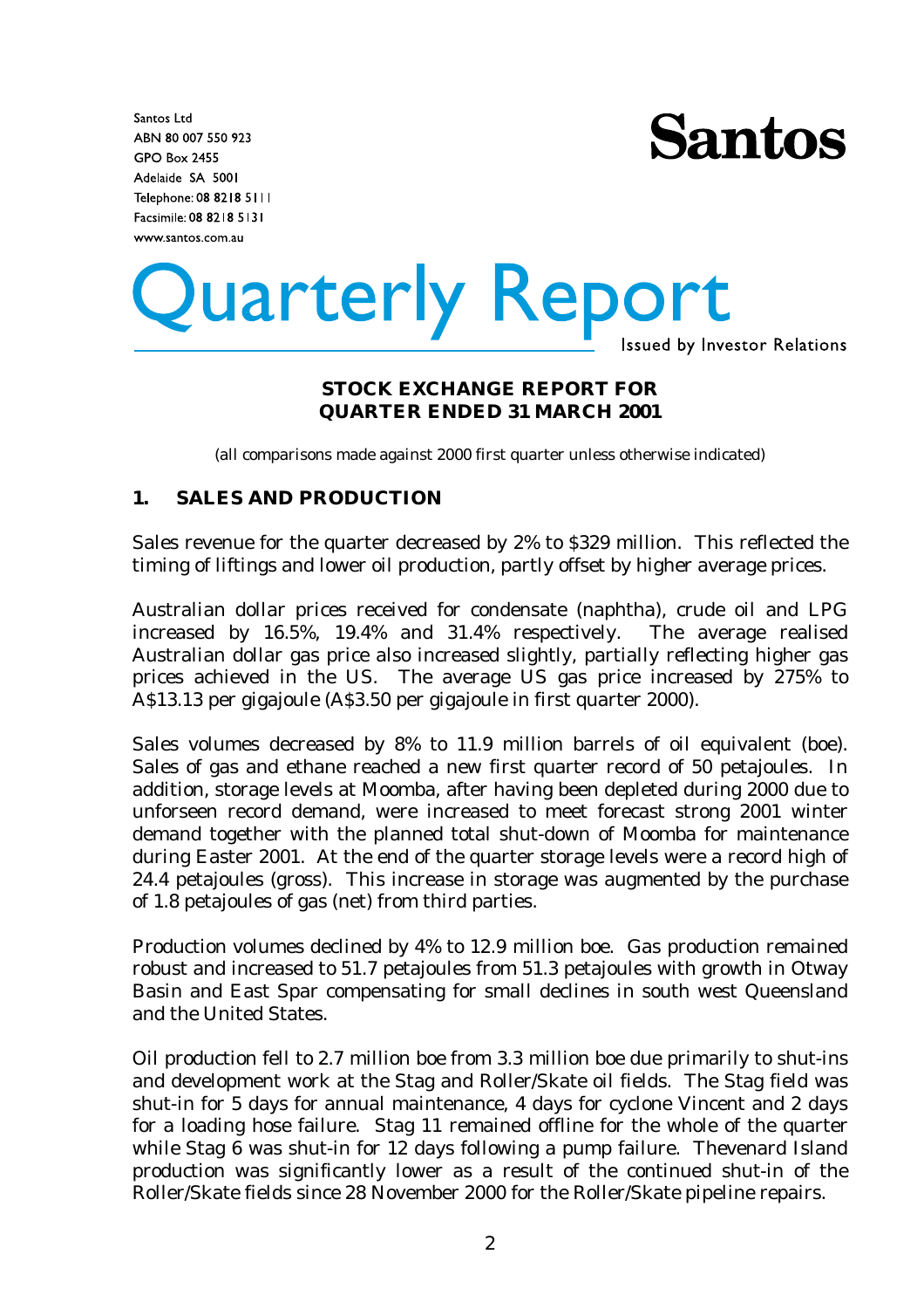Santos Ltd
ABN 80 007 550 923
GPO Box 2455
Adelaide SA 5001
Telephone: 08 8218 5111
Facsimile: 08 8218 5131
www.santos.com.au

**Santos**

# Quarterly Report

Issued by Investor Relations

## STOCK EXCHANGE REPORT FOR QUARTER ENDED 31 MARCH 2001

(all comparisons made against 2000 first quarter unless otherwise indicated)

## 1. SALES AND PRODUCTION

Sales revenue for the quarter decreased by 2% to $329 million. This reflected the timing of liftings and lower oil production, partly offset by higher average prices.

Australian dollar prices received for condensate (naphtha), crude oil and LPG increased by 16.5%, 19.4% and 31.4% respectively. The average realised Australian dollar gas price also increased slightly, partially reflecting higher gas prices achieved in the US. The average US gas price increased by 275% to A$13.13 per gigajoule (A$3.50 per gigajoule in first quarter 2000).

Sales volumes decreased by 8% to 11.9 million barrels of oil equivalent (boe). Sales of gas and ethane reached a new first quarter record of 50 petajoules. In addition, storage levels at Moomba, after having been depleted during 2000 due to unforseen record demand, were increased to meet forecast strong 2001 winter demand together with the planned total shut-down of Moomba for maintenance during Easter 2001. At the end of the quarter storage levels were a record high of 24.4 petajoules (gross). This increase in storage was augmented by the purchase of 1.8 petajoules of gas (net) from third parties.

Production volumes declined by 4% to 12.9 million boe. Gas production remained robust and increased to 51.7 petajoules from 51.3 petajoules with growth in Otway Basin and East Spar compensating for small declines in south west Queensland and the United States.

Oil production fell to 2.7 million boe from 3.3 million boe due primarily to shut-ins and development work at the Stag and Roller/Skate oil fields. The Stag field was shut-in for 5 days for annual maintenance, 4 days for cyclone Vincent and 2 days for a loading hose failure. Stag 11 remained offline for the whole of the quarter while Stag 6 was shut-in for 12 days following a pump failure. Thevenard Island production was significantly lower as a result of the continued shut-in of the Roller/Skate fields since 28 November 2000 for the Roller/Skate pipeline repairs.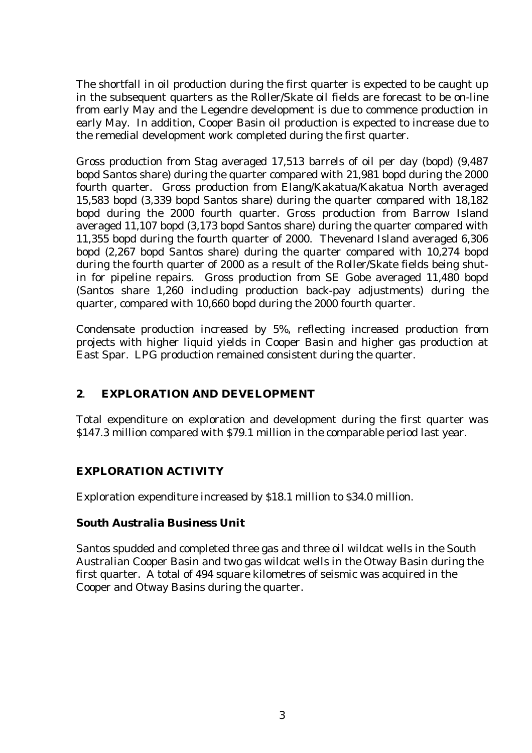The shortfall in oil production during the first quarter is expected to be caught up in the subsequent quarters as the Roller/Skate oil fields are forecast to be on-line from early May and the Legendre development is due to commence production in early May. In addition, Cooper Basin oil production is expected to increase due to the remedial development work completed during the first quarter.

Gross production from Stag averaged 17,513 barrels of oil per day (bopd) (9,487 bopd Santos share) during the quarter compared with 21,981 bopd during the 2000 fourth quarter. Gross production from Elang/Kakatua/Kakatua North averaged 15,583 bopd (3,339 bopd Santos share) during the quarter compared with 18,182 bopd during the 2000 fourth quarter. Gross production from Barrow Island averaged 11,107 bopd (3,173 bopd Santos share) during the quarter compared with 11,355 bopd during the fourth quarter of 2000. Thevenard Island averaged 6,306 bopd (2,267 bopd Santos share) during the quarter compared with 10,274 bopd during the fourth quarter of 2000 as a result of the Roller/Skate fields being shut-in for pipeline repairs. Gross production from SE Gobe averaged 11,480 bopd (Santos share 1,260 including production back-pay adjustments) during the quarter, compared with 10,660 bopd during the 2000 fourth quarter.

Condensate production increased by 5%, reflecting increased production from projects with higher liquid yields in Cooper Basin and higher gas production at East Spar. LPG production remained consistent during the quarter.

## 2. EXPLORATION AND DEVELOPMENT

Total expenditure on exploration and development during the first quarter was $147.3 million compared with $79.1 million in the comparable period last year.

## EXPLORATION ACTIVITY

Exploration expenditure increased by $18.1 million to $34.0 million.

### South Australia Business Unit

Santos spudded and completed three gas and three oil wildcat wells in the South Australian Cooper Basin and two gas wildcat wells in the Otway Basin during the first quarter. A total of 494 square kilometres of seismic was acquired in the Cooper and Otway Basins during the quarter.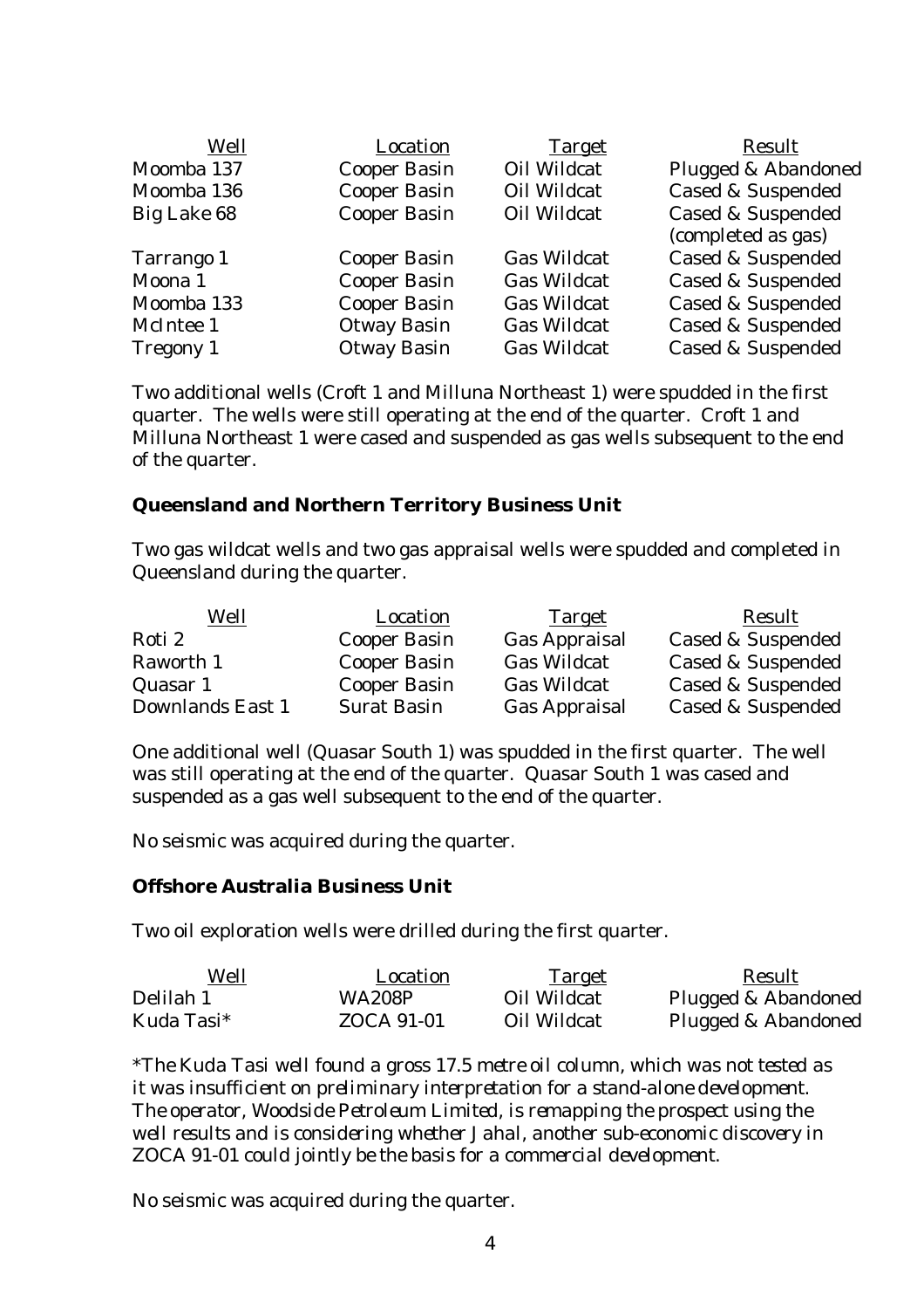| Well | Location | Target | Result |
|---|---|---|---|
| Moomba 137 | Cooper Basin | Oil Wildcat | Plugged & Abandoned |
| Moomba 136 | Cooper Basin | Oil Wildcat | Cased & Suspended |
| Big Lake 68 | Cooper Basin | Oil Wildcat | Cased & Suspended (completed as gas) |
| Tarrango 1 | Cooper Basin | Gas Wildcat | Cased & Suspended |
| Moona 1 | Cooper Basin | Gas Wildcat | Cased & Suspended |
| Moomba 133 | Cooper Basin | Gas Wildcat | Cased & Suspended |
| McIntee 1 | Otway Basin | Gas Wildcat | Cased & Suspended |
| Tregony 1 | Otway Basin | Gas Wildcat | Cased & Suspended |

Two additional wells (Croft 1 and Milluna Northeast 1) were spudded in the first quarter. The wells were still operating at the end of the quarter. Croft 1 and Milluna Northeast 1 were cased and suspended as gas wells subsequent to the end of the quarter.

**Queensland and Northern Territory Business Unit**

Two gas wildcat wells and two gas appraisal wells were spudded and completed in Queensland during the quarter.

| Well | Location | Target | Result |
|---|---|---|---|
| Roti 2 | Cooper Basin | Gas Appraisal | Cased & Suspended |
| Raworth 1 | Cooper Basin | Gas Wildcat | Cased & Suspended |
| Quasar 1 | Cooper Basin | Gas Wildcat | Cased & Suspended |
| Downlands East 1 | Surat Basin | Gas Appraisal | Cased & Suspended |

One additional well (Quasar South 1) was spudded in the first quarter. The well was still operating at the end of the quarter. Quasar South 1 was cased and suspended as a gas well subsequent to the end of the quarter.

No seismic was acquired during the quarter.

**Offshore Australia Business Unit**

Two oil exploration wells were drilled during the first quarter.

| Well | Location | Target | Result |
|---|---|---|---|
| Delilah 1 | WA208P | Oil Wildcat | Plugged & Abandoned |
| Kuda Tasi* | ZOCA 91-01 | Oil Wildcat | Plugged & Abandoned |

*\*The Kuda Tasi well found a gross 17.5 metre oil column, which was not tested as it was insufficient on preliminary interpretation for a stand-alone development. The operator, Woodside Petroleum Limited, is remapping the prospect using the well results and is considering whether Jahal, another sub-economic discovery in ZOCA 91-01 could jointly be the basis for a commercial development.*

No seismic was acquired during the quarter.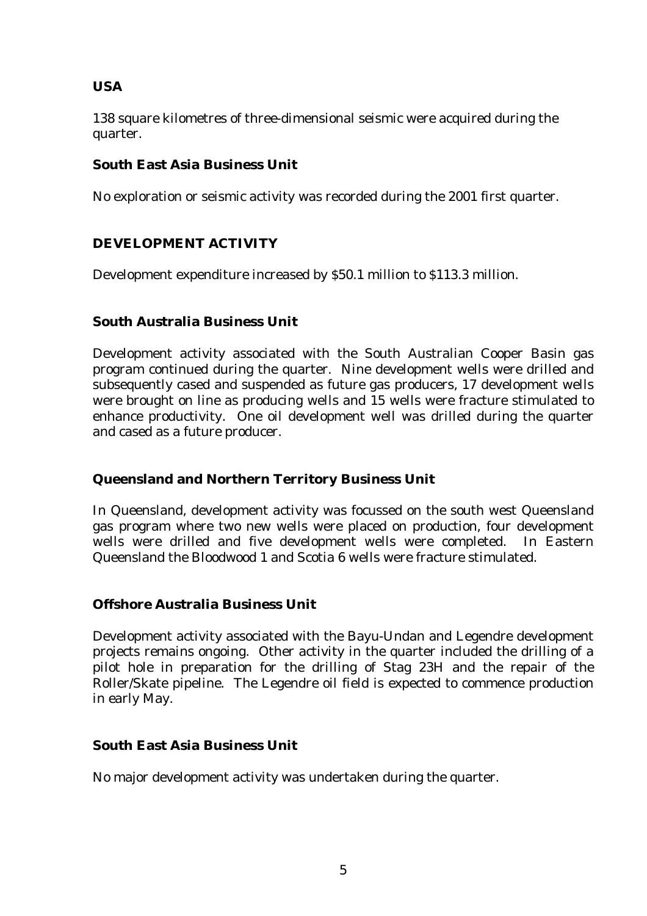## USA

138 square kilometres of three-dimensional seismic were acquired during the quarter.

## South East Asia Business Unit

No exploration or seismic activity was recorded during the 2001 first quarter.

# DEVELOPMENT ACTIVITY

Development expenditure increased by $50.1 million to $113.3 million.

## South Australia Business Unit

Development activity associated with the South Australian Cooper Basin gas program continued during the quarter. Nine development wells were drilled and subsequently cased and suspended as future gas producers, 17 development wells were brought on line as producing wells and 15 wells were fracture stimulated to enhance productivity. One oil development well was drilled during the quarter and cased as a future producer.

## Queensland and Northern Territory Business Unit

In Queensland, development activity was focussed on the south west Queensland gas program where two new wells were placed on production, four development wells were drilled and five development wells were completed. In Eastern Queensland the Bloodwood 1 and Scotia 6 wells were fracture stimulated.

## Offshore Australia Business Unit

Development activity associated with the Bayu-Undan and Legendre development projects remains ongoing. Other activity in the quarter included the drilling of a pilot hole in preparation for the drilling of Stag 23H and the repair of the Roller/Skate pipeline. The Legendre oil field is expected to commence production in early May.

## South East Asia Business Unit

No major development activity was undertaken during the quarter.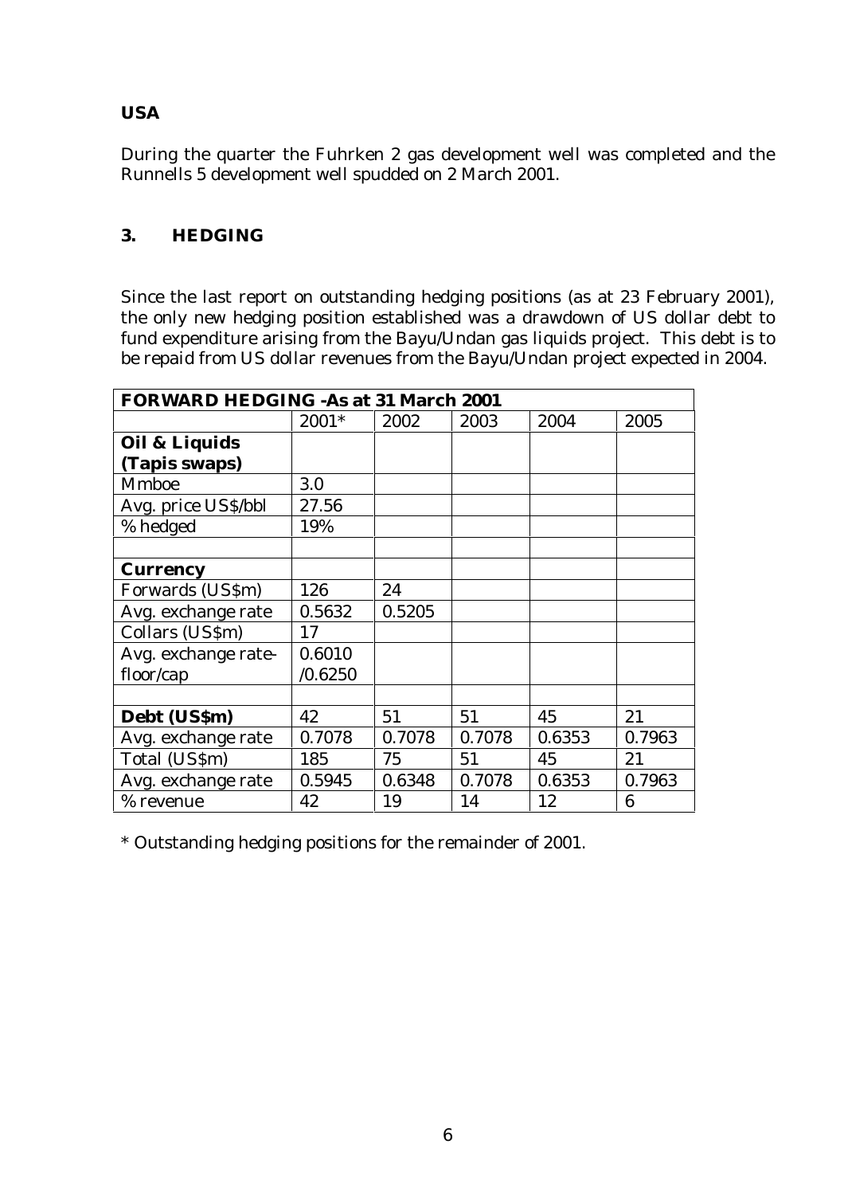## USA

During the quarter the Fuhrken 2 gas development well was completed and the Runnells 5 development well spudded on 2 March 2001.

## 3. HEDGING

Since the last report on outstanding hedging positions (as at 23 February 2001), the only new hedging position established was a drawdown of US dollar debt to fund expenditure arising from the Bayu/Undan gas liquids project. This debt is to be repaid from US dollar revenues from the Bayu/Undan project expected in 2004.

| **FORWARD HEDGING -As at 31 March 2001** | | | | | |
|---|---|---|---|---|---|
| | 2001* | 2002 | 2003 | 2004 | 2005 |
| **Oil & Liquids (Tapis swaps)** | | | | | |
| Mmboe | 3.0 | | | | |
| Avg. price US$/bbl | 27.56 | | | | |
| % hedged | 19% | | | | |
| | | | | | |
| **Currency** | | | | | |
| Forwards (US$m) | 126 | 24 | | | |
| Avg. exchange rate | 0.5632 | 0.5205 | | | |
| Collars (US$m) | 17 | | | | |
| Avg. exchange rate-floor/cap | 0.6010 /0.6250 | | | | |
| | | | | | |
| **Debt (US$m)** | 42 | 51 | 51 | 45 | 21 |
| Avg. exchange rate | 0.7078 | 0.7078 | 0.7078 | 0.6353 | 0.7963 |
| Total (US$m) | 185 | 75 | 51 | 45 | 21 |
| Avg. exchange rate | 0.5945 | 0.6348 | 0.7078 | 0.6353 | 0.7963 |
| % revenue | 42 | 19 | 14 | 12 | 6 |

* Outstanding hedging positions for the remainder of 2001.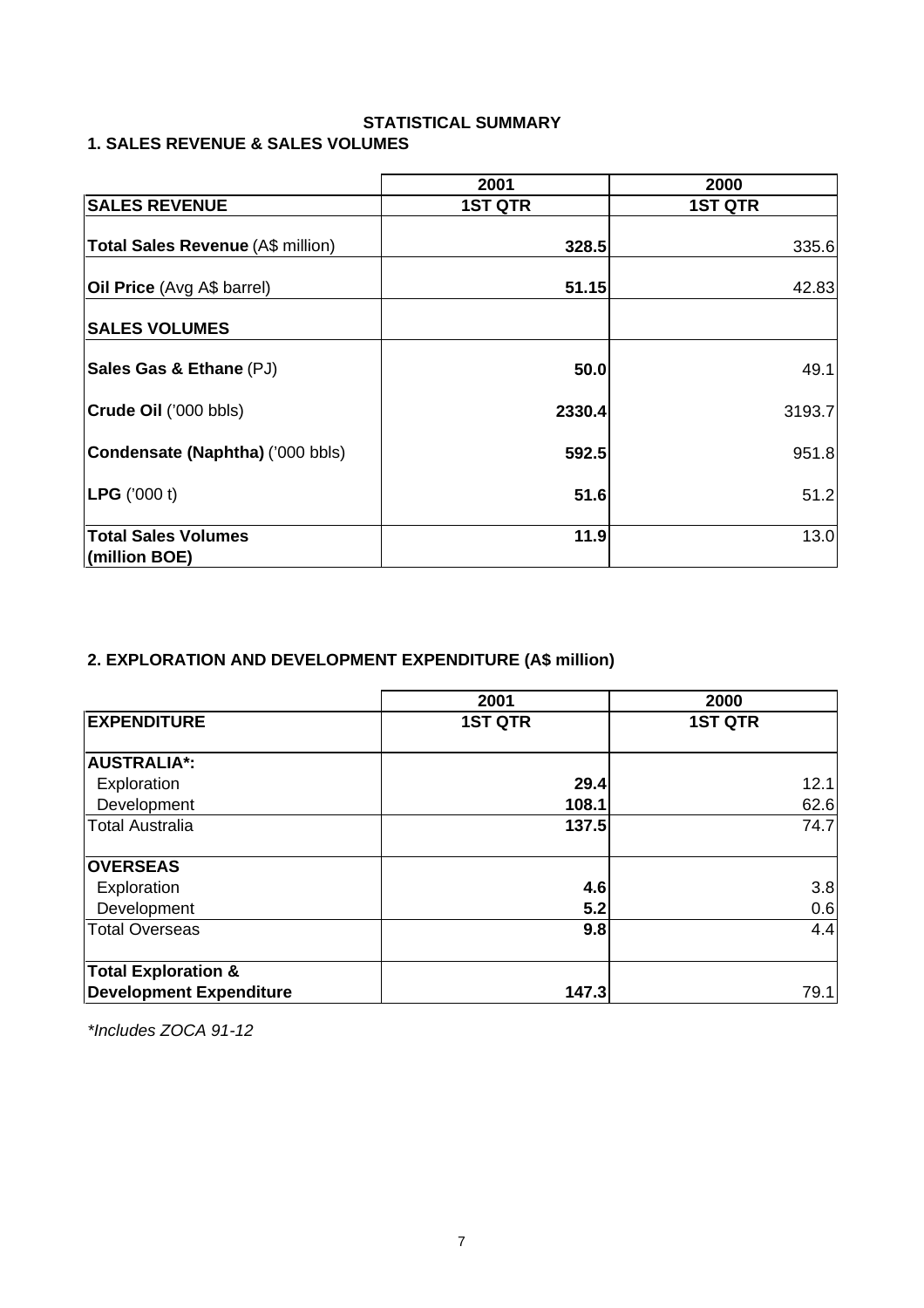# STATISTICAL SUMMARY

## 1. SALES REVENUE & SALES VOLUMES

| | 2001 | 2000 |
|---|---|---|
| **SALES REVENUE** | **1ST QTR** | **1ST QTR** |
| **Total Sales Revenue** (A$ million) | **328.5** | 335.6 |
| **Oil Price** (Avg A$ barrel) | **51.15** | 42.83 |
| **SALES VOLUMES** | | |
| **Sales Gas & Ethane** (PJ) | **50.0** | 49.1 |
| **Crude Oil** ('000 bbls) | **2330.4** | 3193.7 |
| **Condensate (Naphtha)** ('000 bbls) | **592.5** | 951.8 |
| **LPG** ('000 t) | **51.6** | 51.2 |
| **Total Sales Volumes (million BOE)** | **11.9** | 13.0 |

## 2. EXPLORATION AND DEVELOPMENT EXPENDITURE (A$ million)

| | 2001 | 2000 |
|---|---|---|
| **EXPENDITURE** | **1ST QTR** | **1ST QTR** |
| **AUSTRALIA*:** | | |
| Exploration | **29.4** | 12.1 |
| Development | **108.1** | 62.6 |
| Total Australia | **137.5** | 74.7 |
| **OVERSEAS** | | |
| Exploration | **4.6** | 3.8 |
| Development | **5.2** | 0.6 |
| Total Overseas | **9.8** | 4.4 |
| **Total Exploration & Development Expenditure** | **147.3** | 79.1 |

*\*Includes ZOCA 91-12*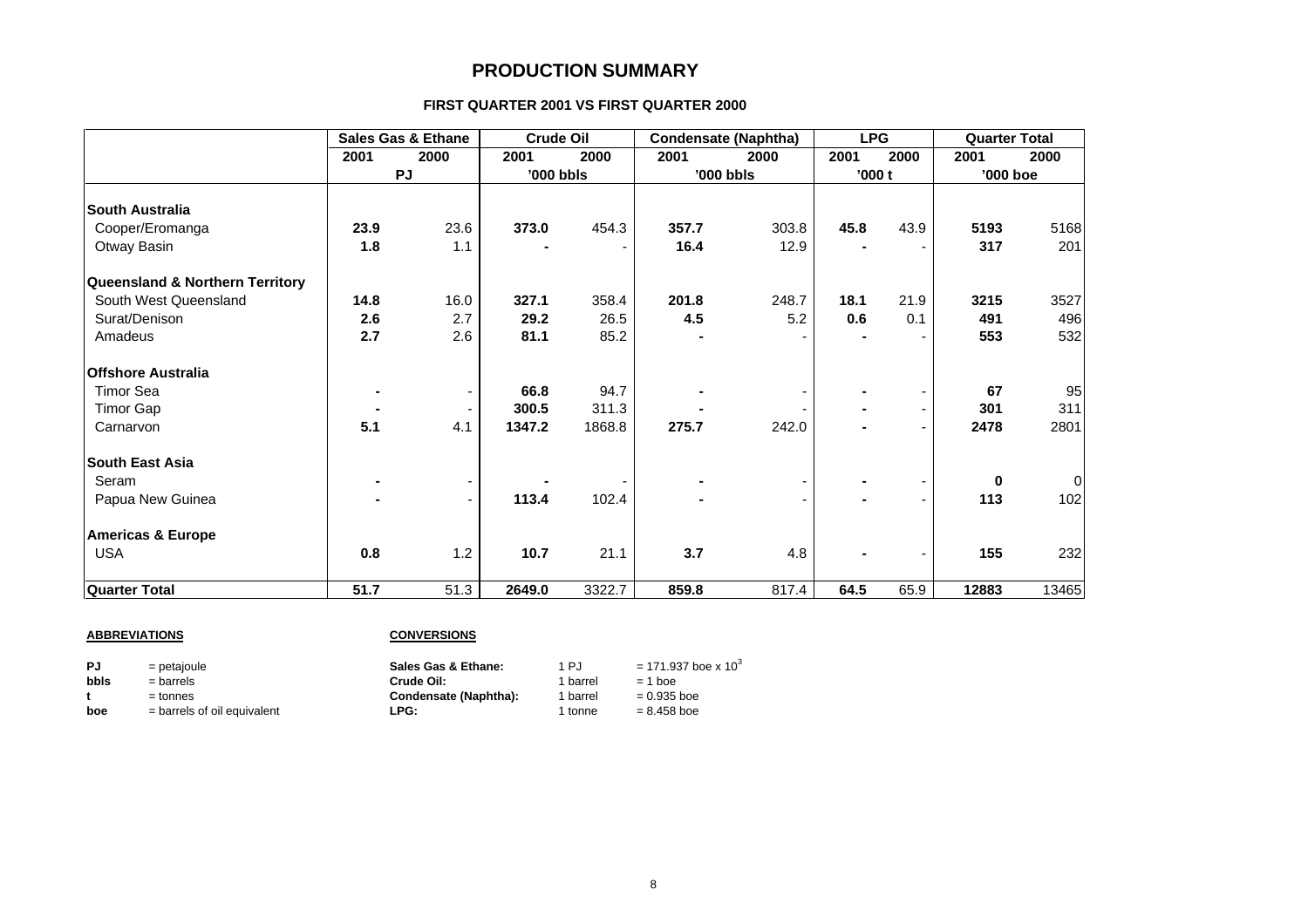# PRODUCTION SUMMARY

### FIRST QUARTER 2001 VS FIRST QUARTER 2000

| | Sales Gas & Ethane | | Crude Oil | | Condensate (Naphtha) | | LPG | | Quarter Total | |
|---|---|---|---|---|---|---|---|---|---|---|
| | 2001 | 2000 | 2001 | 2000 | 2001 | 2000 | 2001 | 2000 | 2001 | 2000 |
| | PJ | | '000 bbls | | '000 bbls | | '000 t | | '000 boe | |
| **South Australia** | | | | | | | | | | |
| Cooper/Eromanga | **23.9** | 23.6 | **373.0** | 454.3 | **357.7** | 303.8 | **45.8** | 43.9 | **5193** | 5168 |
| Otway Basin | **1.8** | 1.1 | **-** | - | **16.4** | 12.9 | **-** | - | **317** | 201 |
| **Queensland & Northern Territory** | | | | | | | | | | |
| South West Queensland | **14.8** | 16.0 | **327.1** | 358.4 | **201.8** | 248.7 | **18.1** | 21.9 | **3215** | 3527 |
| Surat/Denison | **2.6** | 2.7 | **29.2** | 26.5 | **4.5** | 5.2 | **0.6** | 0.1 | **491** | 496 |
| Amadeus | **2.7** | 2.6 | **81.1** | 85.2 | **-** | - | **-** | - | **553** | 532 |
| **Offshore Australia** | | | | | | | | | | |
| Timor Sea | **-** | - | **66.8** | 94.7 | **-** | - | **-** | - | **67** | 95 |
| Timor Gap | **-** | - | **300.5** | 311.3 | **-** | - | **-** | - | **301** | 311 |
| Carnarvon | **5.1** | 4.1 | **1347.2** | 1868.8 | **275.7** | 242.0 | **-** | - | **2478** | 2801 |
| **South East Asia** | | | | | | | | | | |
| Seram | **-** | - | **-** | - | **-** | - | **-** | - | **0** | 0 |
| Papua New Guinea | **-** | - | **113.4** | 102.4 | **-** | - | **-** | - | **113** | 102 |
| **Americas & Europe** | | | | | | | | | | |
| USA | **0.8** | 1.2 | **10.7** | 21.1 | **3.7** | 4.8 | **-** | - | **155** | 232 |
| **Quarter Total** | **51.7** | 51.3 | **2649.0** | 3322.7 | **859.8** | 817.4 | **64.5** | 65.9 | **12883** | 13465 |

**ABBREVIATIONS**

- **PJ** = petajoule
- **bbls** = barrels
- **t** = tonnes
- **boe** = barrels of oil equivalent

**CONVERSIONS**

| | | |
|---|---|---|
| **Sales Gas & Ethane:** | 1 PJ | = 171.937 boe x $10^3$ |
| **Crude Oil:** | 1 barrel | = 1 boe |
| **Condensate (Naphtha):** | 1 barrel | = 0.935 boe |
| **LPG:** | 1 tonne | = 8.458 boe |